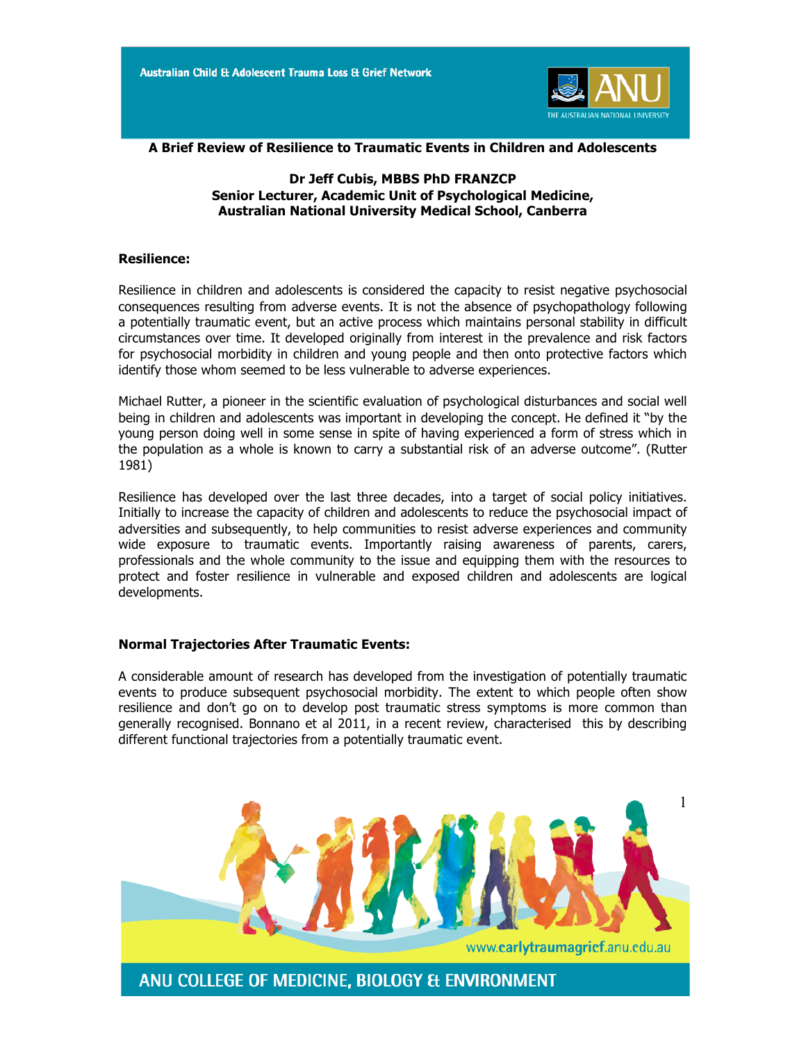**A Brief Review of Resilience to Traumatic Events in Children and Adolescents**

**Dr Jeff Cubis, MBBS PhD FRANZCP**
**Senior Lecturer, Academic Unit of Psychological Medicine,**
**Australian National University Medical School, Canberra**

## Resilience:

Resilience in children and adolescents is considered the capacity to resist negative psychosocial consequences resulting from adverse events. It is not the absence of psychopathology following a potentially traumatic event, but an active process which maintains personal stability in difficult circumstances over time. It developed originally from interest in the prevalence and risk factors for psychosocial morbidity in children and young people and then onto protective factors which identify those whom seemed to be less vulnerable to adverse experiences.

Michael Rutter, a pioneer in the scientific evaluation of psychological disturbances and social well being in children and adolescents was important in developing the concept. He defined it "by the young person doing well in some sense in spite of having experienced a form of stress which in the population as a whole is known to carry a substantial risk of an adverse outcome". (Rutter 1981)

Resilience has developed over the last three decades, into a target of social policy initiatives. Initially to increase the capacity of children and adolescents to reduce the psychosocial impact of adversities and subsequently, to help communities to resist adverse experiences and community wide exposure to traumatic events. Importantly raising awareness of parents, carers, professionals and the whole community to the issue and equipping them with the resources to protect and foster resilience in vulnerable and exposed children and adolescents are logical developments.

## Normal Trajectories After Traumatic Events:

A considerable amount of research has developed from the investigation of potentially traumatic events to produce subsequent psychosocial morbidity. The extent to which people often show resilience and don't go on to develop post traumatic stress symptoms is more common than generally recognised. Bonnano et al 2011, in a recent review, characterised this by describing different functional trajectories from a potentially traumatic event.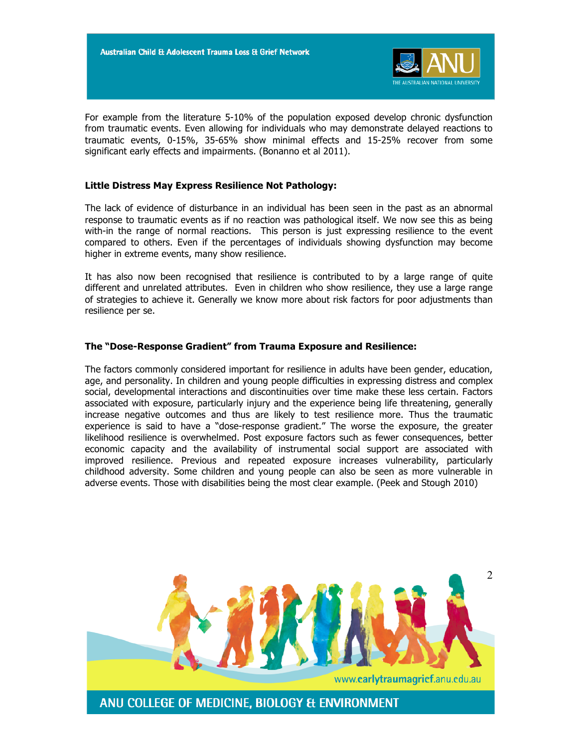For example from the literature 5-10% of the population exposed develop chronic dysfunction from traumatic events. Even allowing for individuals who may demonstrate delayed reactions to traumatic events, 0-15%, 35-65% show minimal effects and 15-25% recover from some significant early effects and impairments. (Bonanno et al 2011).

**Little Distress May Express Resilience Not Pathology:**

The lack of evidence of disturbance in an individual has been seen in the past as an abnormal response to traumatic events as if no reaction was pathological itself. We now see this as being with-in the range of normal reactions. This person is just expressing resilience to the event compared to others. Even if the percentages of individuals showing dysfunction may become higher in extreme events, many show resilience.

It has also now been recognised that resilience is contributed to by a large range of quite different and unrelated attributes. Even in children who show resilience, they use a large range of strategies to achieve it. Generally we know more about risk factors for poor adjustments than resilience per se.

**The "Dose-Response Gradient" from Trauma Exposure and Resilience:**

The factors commonly considered important for resilience in adults have been gender, education, age, and personality. In children and young people difficulties in expressing distress and complex social, developmental interactions and discontinuities over time make these less certain. Factors associated with exposure, particularly injury and the experience being life threatening, generally increase negative outcomes and thus are likely to test resilience more. Thus the traumatic experience is said to have a "dose-response gradient." The worse the exposure, the greater likelihood resilience is overwhelmed. Post exposure factors such as fewer consequences, better economic capacity and the availability of instrumental social support are associated with improved resilience. Previous and repeated exposure increases vulnerability, particularly childhood adversity. Some children and young people can also be seen as more vulnerable in adverse events. Those with disabilities being the most clear example. (Peek and Stough 2010)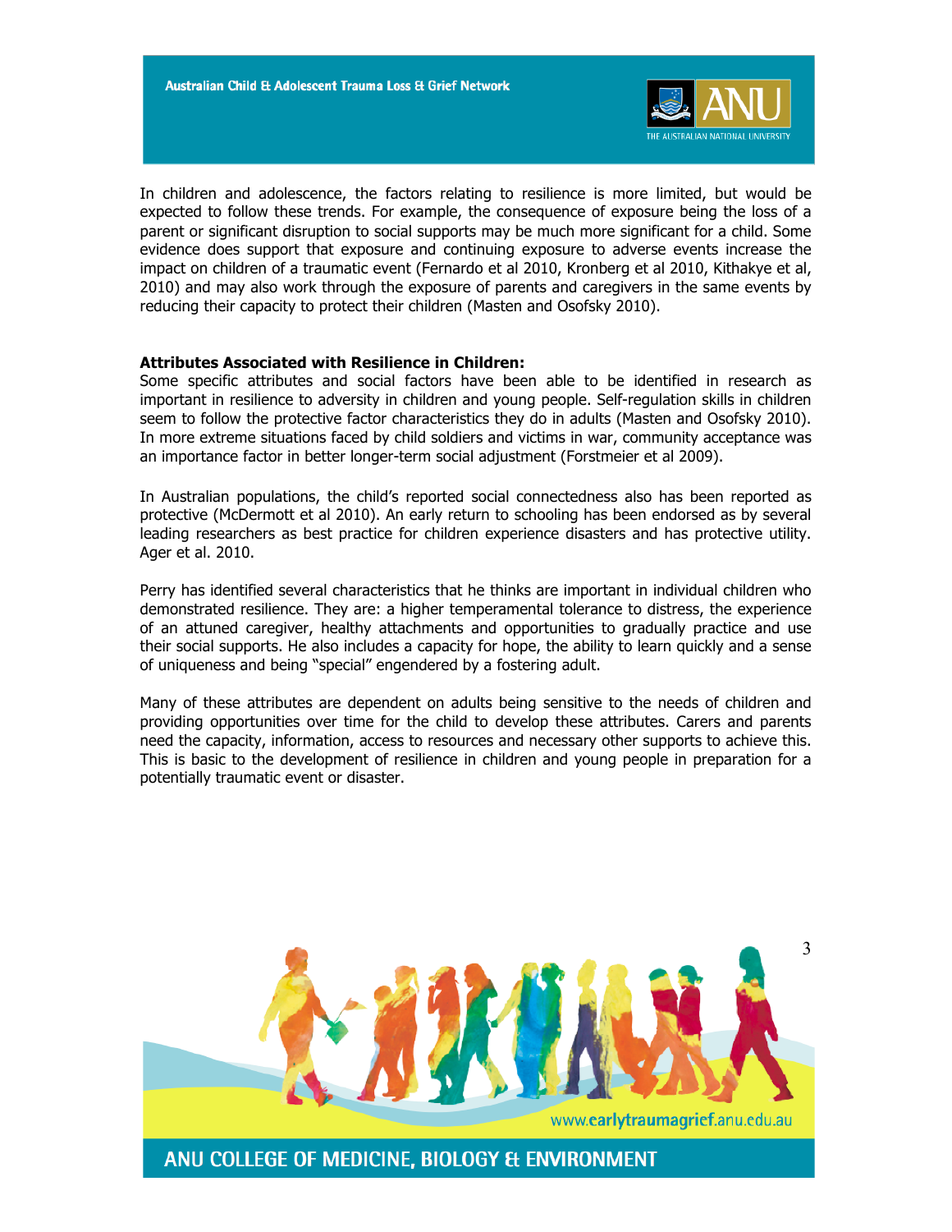In children and adolescence, the factors relating to resilience is more limited, but would be expected to follow these trends. For example, the consequence of exposure being the loss of a parent or significant disruption to social supports may be much more significant for a child. Some evidence does support that exposure and continuing exposure to adverse events increase the impact on children of a traumatic event (Fernardo et al 2010, Kronberg et al 2010, Kithakye et al, 2010) and may also work through the exposure of parents and caregivers in the same events by reducing their capacity to protect their children (Masten and Osofsky 2010).

**Attributes Associated with Resilience in Children:**

Some specific attributes and social factors have been able to be identified in research as important in resilience to adversity in children and young people. Self-regulation skills in children seem to follow the protective factor characteristics they do in adults (Masten and Osofsky 2010). In more extreme situations faced by child soldiers and victims in war, community acceptance was an importance factor in better longer-term social adjustment (Forstmeier et al 2009).

In Australian populations, the child's reported social connectedness also has been reported as protective (McDermott et al 2010). An early return to schooling has been endorsed as by several leading researchers as best practice for children experience disasters and has protective utility. Ager et al. 2010.

Perry has identified several characteristics that he thinks are important in individual children who demonstrated resilience. They are: a higher temperamental tolerance to distress, the experience of an attuned caregiver, healthy attachments and opportunities to gradually practice and use their social supports. He also includes a capacity for hope, the ability to learn quickly and a sense of uniqueness and being "special" engendered by a fostering adult.

Many of these attributes are dependent on adults being sensitive to the needs of children and providing opportunities over time for the child to develop these attributes. Carers and parents need the capacity, information, access to resources and necessary other supports to achieve this. This is basic to the development of resilience in children and young people in preparation for a potentially traumatic event or disaster.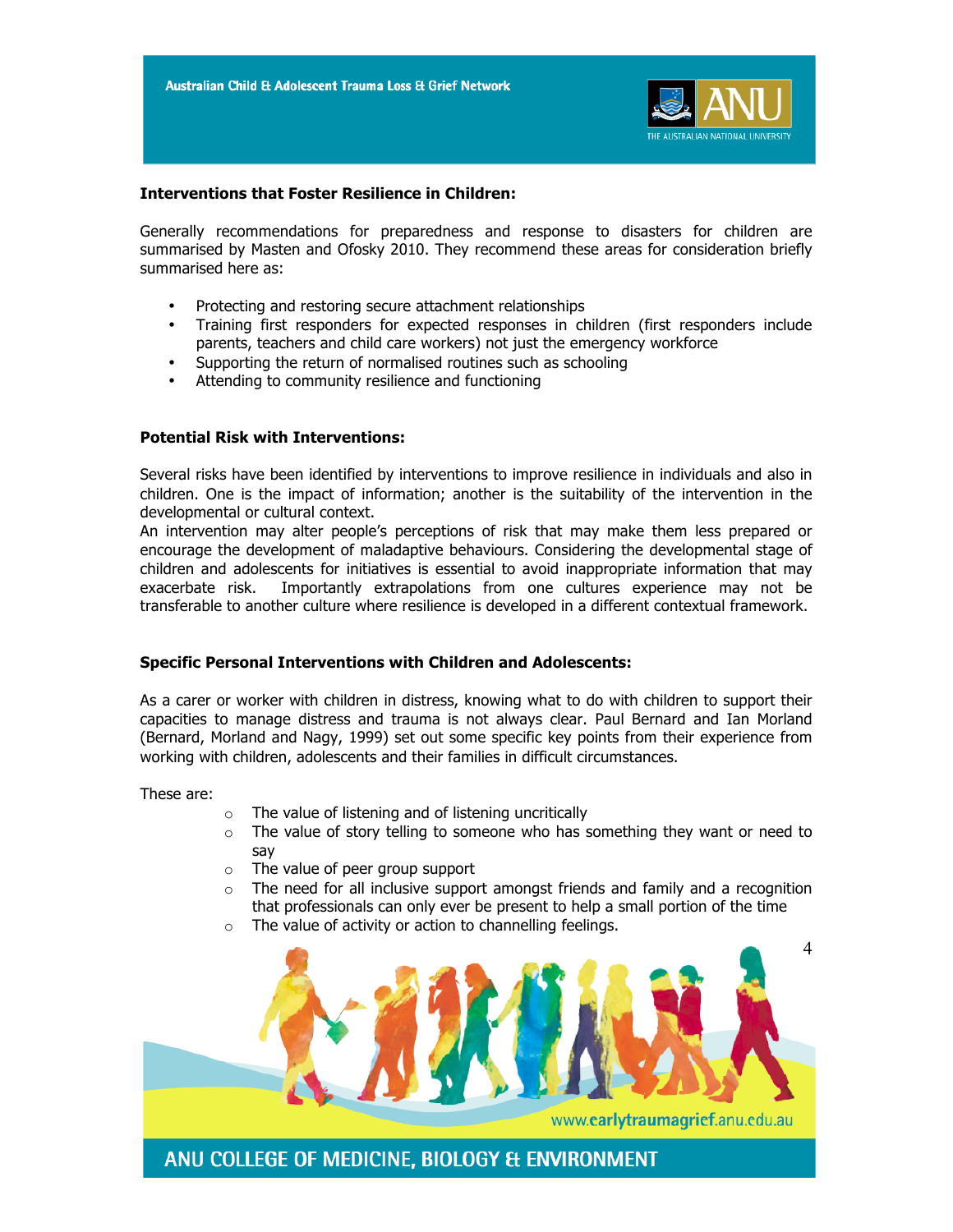**Interventions that Foster Resilience in Children:**

Generally recommendations for preparedness and response to disasters for children are summarised by Masten and Ofosky 2010. They recommend these areas for consideration briefly summarised here as:

- Protecting and restoring secure attachment relationships
- Training first responders for expected responses in children (first responders include parents, teachers and child care workers) not just the emergency workforce
- Supporting the return of normalised routines such as schooling
- Attending to community resilience and functioning

**Potential Risk with Interventions:**

Several risks have been identified by interventions to improve resilience in individuals and also in children. One is the impact of information; another is the suitability of the intervention in the developmental or cultural context.
An intervention may alter people's perceptions of risk that may make them less prepared or encourage the development of maladaptive behaviours. Considering the developmental stage of children and adolescents for initiatives is essential to avoid inappropriate information that may exacerbate risk. Importantly extrapolations from one cultures experience may not be transferable to another culture where resilience is developed in a different contextual framework.

**Specific Personal Interventions with Children and Adolescents:**

As a carer or worker with children in distress, knowing what to do with children to support their capacities to manage distress and trauma is not always clear. Paul Bernard and Ian Morland (Bernard, Morland and Nagy, 1999) set out some specific key points from their experience from working with children, adolescents and their families in difficult circumstances.

These are:

- The value of listening and of listening uncritically
- The value of story telling to someone who has something they want or need to say
- The value of peer group support
- The need for all inclusive support amongst friends and family and a recognition that professionals can only ever be present to help a small portion of the time
- The value of activity or action to channelling feelings.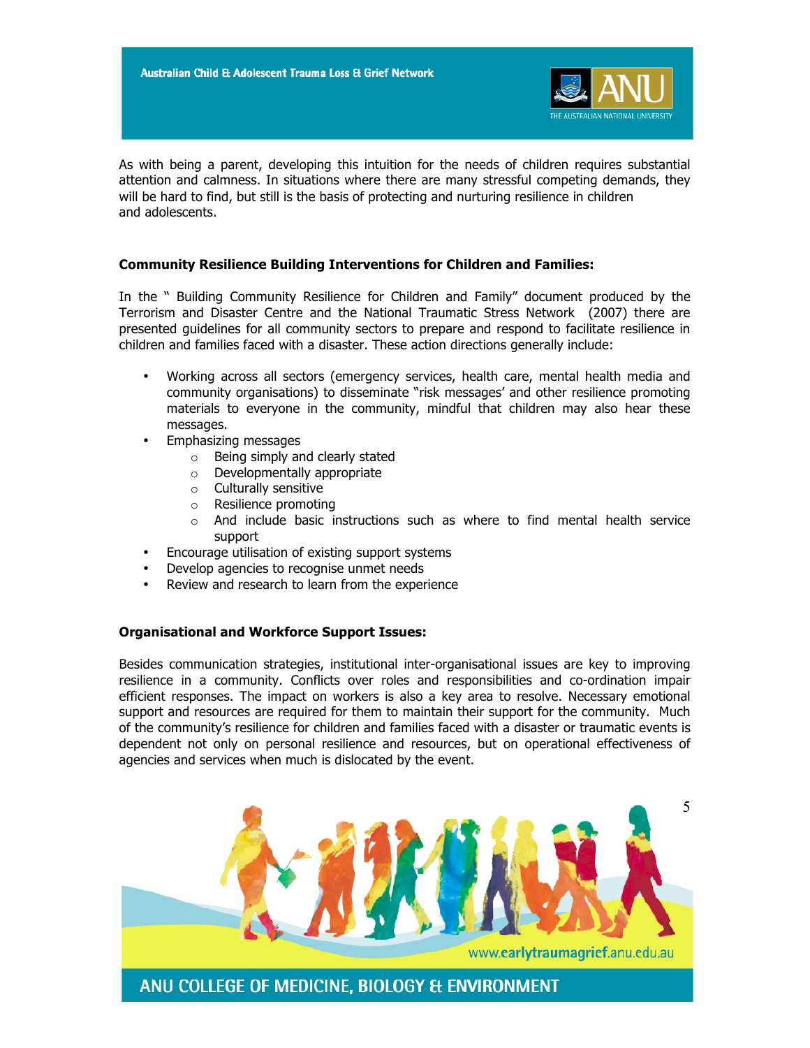As with being a parent, developing this intuition for the needs of children requires substantial attention and calmness. In situations where there are many stressful competing demands, they will be hard to find, but still is the basis of protecting and nurturing resilience in children and adolescents.

**Community Resilience Building Interventions for Children and Families:**

In the " Building Community Resilience for Children and Family" document produced by the Terrorism and Disaster Centre and the National Traumatic Stress Network (2007) there are presented guidelines for all community sectors to prepare and respond to facilitate resilience in children and families faced with a disaster. These action directions generally include:

- Working across all sectors (emergency services, health care, mental health media and community organisations) to disseminate "risk messages' and other resilience promoting materials to everyone in the community, mindful that children may also hear these messages.
- Emphasizing messages
  - Being simply and clearly stated
  - Developmentally appropriate
  - Culturally sensitive
  - Resilience promoting
  - And include basic instructions such as where to find mental health service support
- Encourage utilisation of existing support systems
- Develop agencies to recognise unmet needs
- Review and research to learn from the experience

**Organisational and Workforce Support Issues:**

Besides communication strategies, institutional inter-organisational issues are key to improving resilience in a community. Conflicts over roles and responsibilities and co-ordination impair efficient responses. The impact on workers is also a key area to resolve. Necessary emotional support and resources are required for them to maintain their support for the community. Much of the community's resilience for children and families faced with a disaster or traumatic events is dependent not only on personal resilience and resources, but on operational effectiveness of agencies and services when much is dislocated by the event.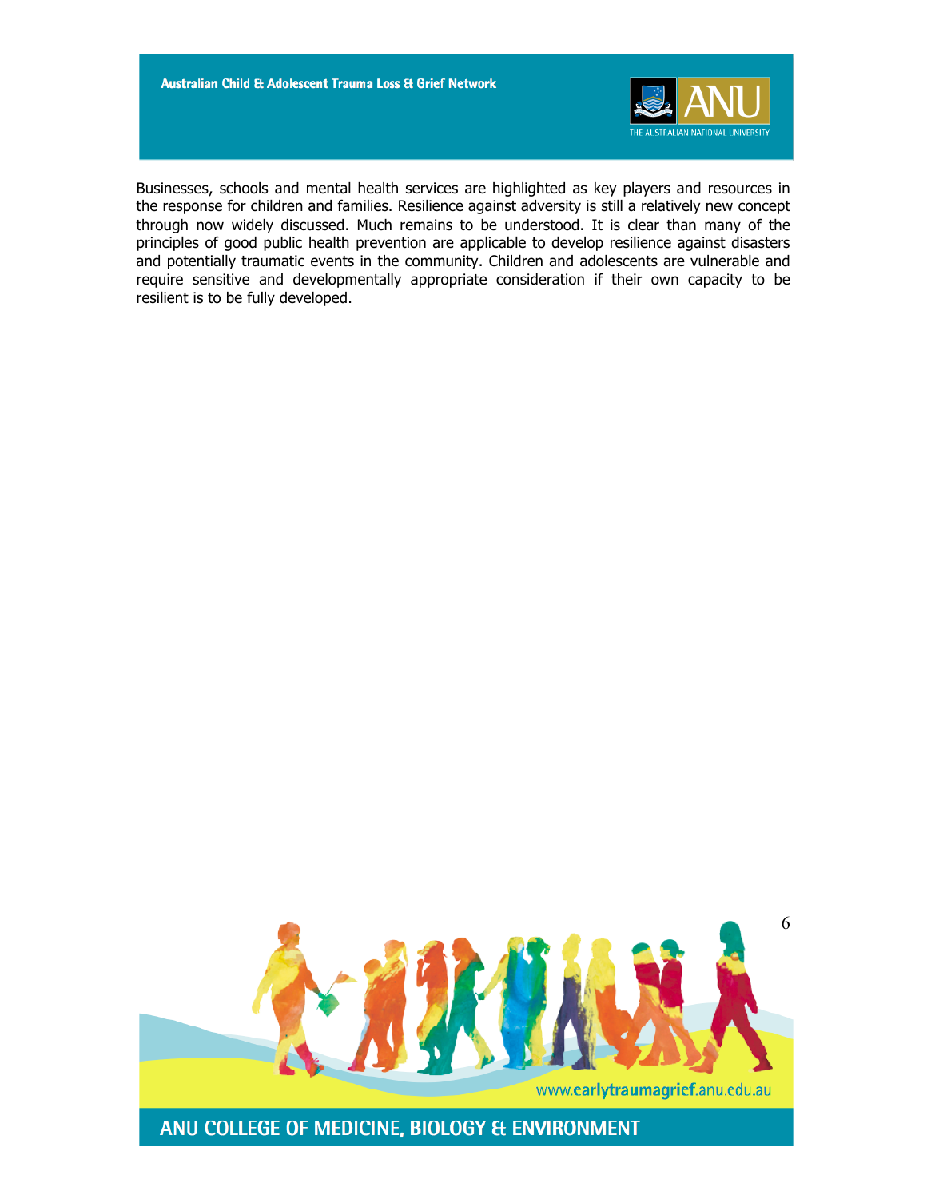Businesses, schools and mental health services are highlighted as key players and resources in the response for children and families. Resilience against adversity is still a relatively new concept through now widely discussed. Much remains to be understood. It is clear than many of the principles of good public health prevention are applicable to develop resilience against disasters and potentially traumatic events in the community. Children and adolescents are vulnerable and require sensitive and developmentally appropriate consideration if their own capacity to be resilient is to be fully developed.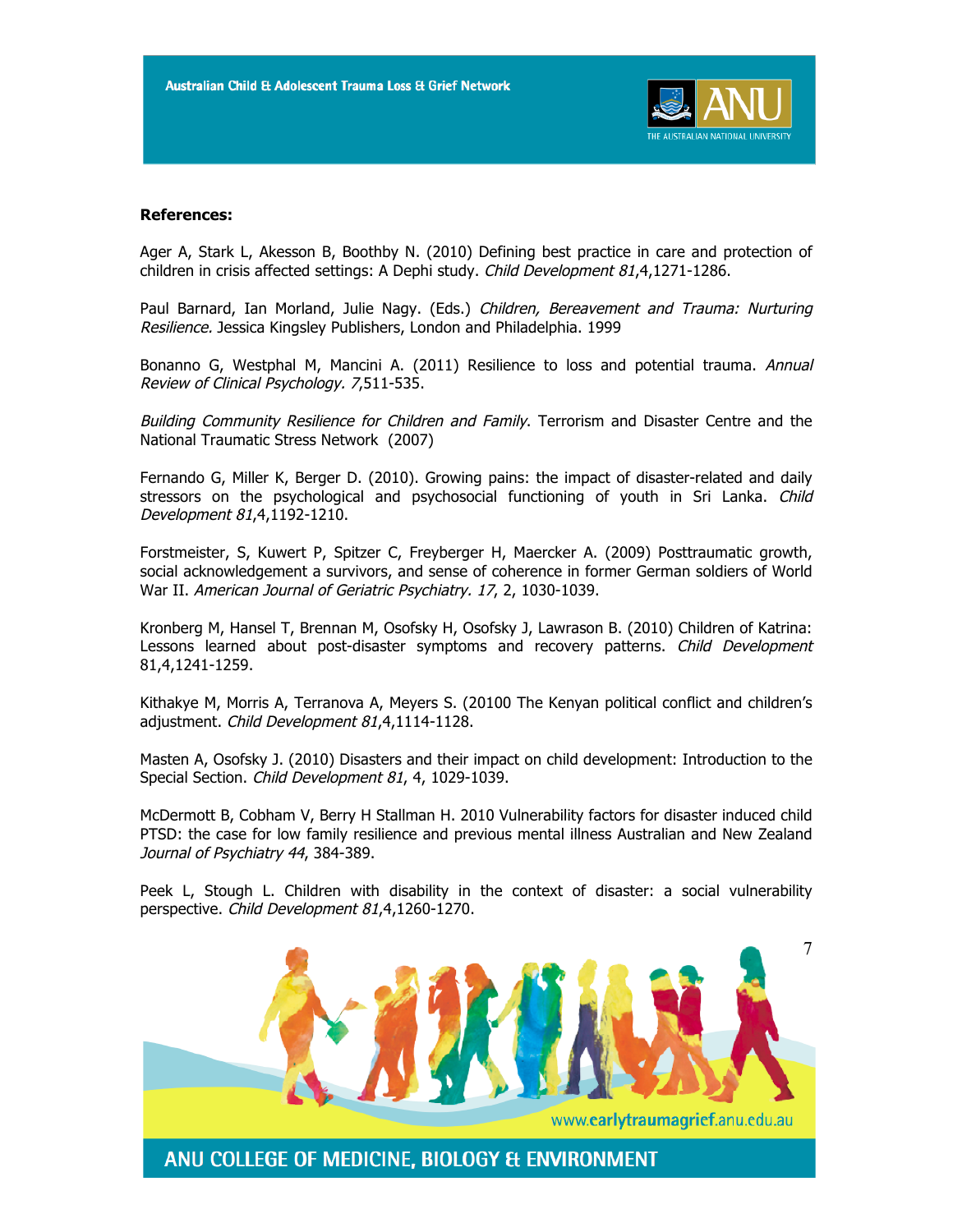**References:**

Ager A, Stark L, Akesson B, Boothby N. (2010) Defining best practice in care and protection of children in crisis affected settings: A Dephi study. *Child Development 81*,4,1271-1286.

Paul Barnard, Ian Morland, Julie Nagy. (Eds.) *Children, Bereavement and Trauma: Nurturing Resilience.* Jessica Kingsley Publishers, London and Philadelphia. 1999

Bonanno G, Westphal M, Mancini A. (2011) Resilience to loss and potential trauma. *Annual Review of Clinical Psychology. 7*,511-535.

*Building Community Resilience for Children and Family*. Terrorism and Disaster Centre and the National Traumatic Stress Network (2007)

Fernando G, Miller K, Berger D. (2010). Growing pains: the impact of disaster-related and daily stressors on the psychological and psychosocial functioning of youth in Sri Lanka. *Child Development 81*,4,1192-1210.

Forstmeister, S, Kuwert P, Spitzer C, Freyberger H, Maercker A. (2009) Posttraumatic growth, social acknowledgement a survivors, and sense of coherence in former German soldiers of World War II. *American Journal of Geriatric Psychiatry. 17*, 2, 1030-1039.

Kronberg M, Hansel T, Brennan M, Osofsky H, Osofsky J, Lawrason B. (2010) Children of Katrina: Lessons learned about post-disaster symptoms and recovery patterns. *Child Development* 81,4,1241-1259.

Kithakye M, Morris A, Terranova A, Meyers S. (20100 The Kenyan political conflict and children's adjustment. *Child Development 81*,4,1114-1128.

Masten A, Osofsky J. (2010) Disasters and their impact on child development: Introduction to the Special Section. *Child Development 81*, 4, 1029-1039.

McDermott B, Cobham V, Berry H Stallman H. 2010 Vulnerability factors for disaster induced child PTSD: the case for low family resilience and previous mental illness Australian and New Zealand *Journal of Psychiatry 44*, 384-389.

Peek L, Stough L. Children with disability in the context of disaster: a social vulnerability perspective. *Child Development 81*,4,1260-1270.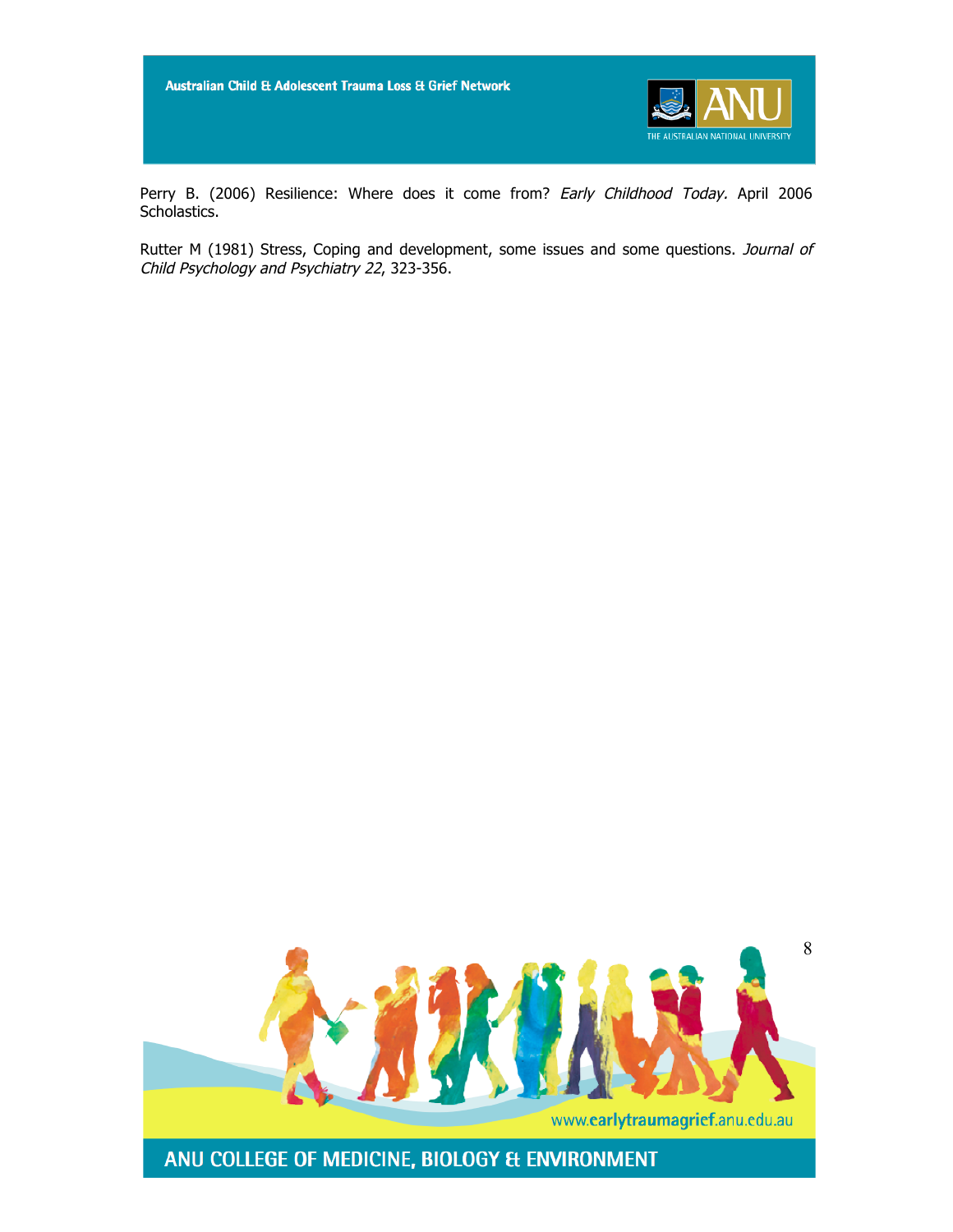Perry B. (2006) Resilience: Where does it come from? *Early Childhood Today.* April 2006 Scholastics.

Rutter M (1981) Stress, Coping and development, some issues and some questions. *Journal of Child Psychology and Psychiatry 22*, 323-356.